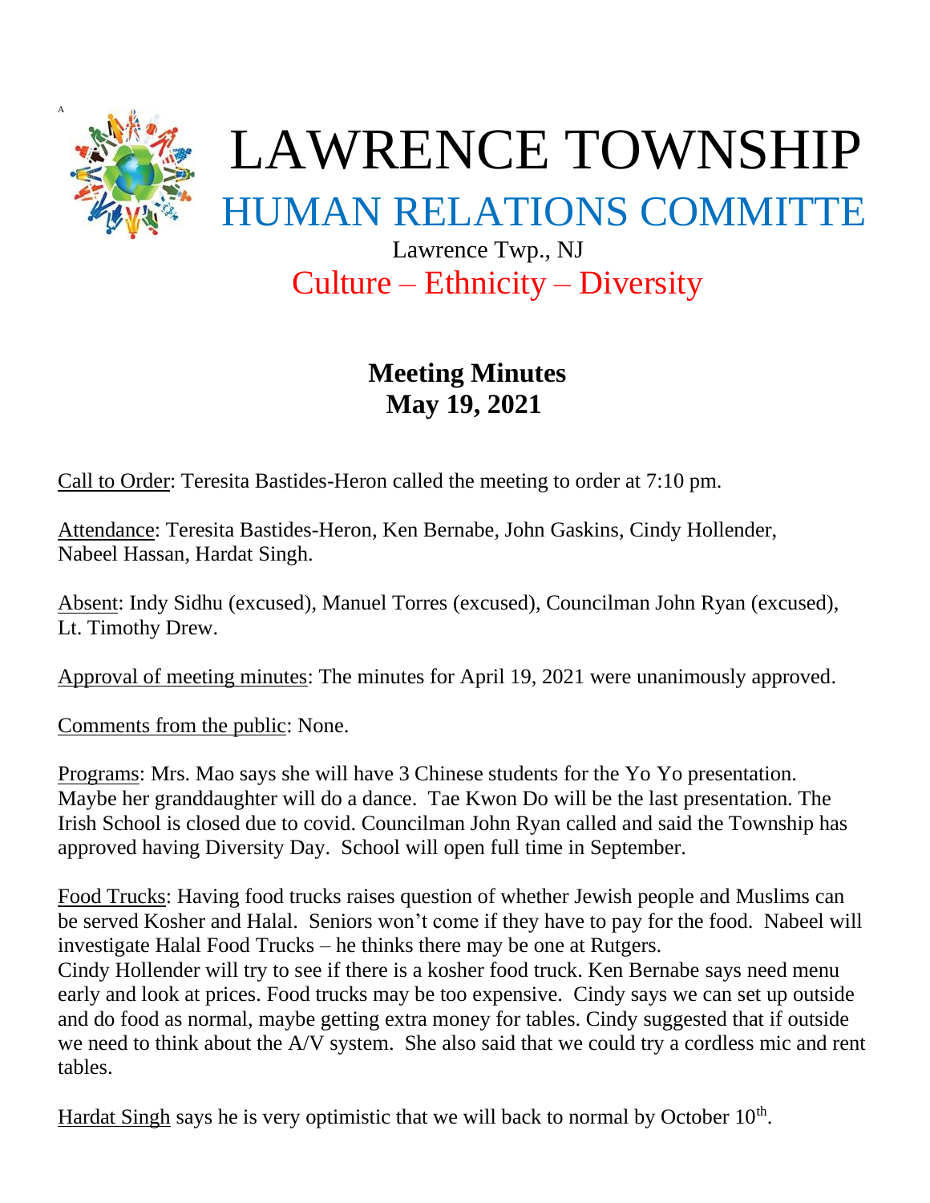A

# LAWRENCE TOWNSHIP

## HUMAN RELATIONS COMMITTE

Lawrence Twp., NJ

Culture – Ethnicity – Diversity

## Meeting Minutes
## May 19, 2021

Call to Order: Teresita Bastides-Heron called the meeting to order at 7:10 pm.

Attendance: Teresita Bastides-Heron, Ken Bernabe, John Gaskins, Cindy Hollender, Nabeel Hassan, Hardat Singh.

Absent: Indy Sidhu (excused), Manuel Torres (excused), Councilman John Ryan (excused), Lt. Timothy Drew.

Approval of meeting minutes: The minutes for April 19, 2021 were unanimously approved.

Comments from the public: None.

Programs: Mrs. Mao says she will have 3 Chinese students for the Yo Yo presentation. Maybe her granddaughter will do a dance. Tae Kwon Do will be the last presentation. The Irish School is closed due to covid. Councilman John Ryan called and said the Township has approved having Diversity Day. School will open full time in September.

Food Trucks: Having food trucks raises question of whether Jewish people and Muslims can be served Kosher and Halal. Seniors won't come if they have to pay for the food. Nabeel will investigate Halal Food Trucks – he thinks there may be one at Rutgers.
Cindy Hollender will try to see if there is a kosher food truck. Ken Bernabe says need menu early and look at prices. Food trucks may be too expensive. Cindy says we can set up outside and do food as normal, maybe getting extra money for tables. Cindy suggested that if outside we need to think about the A/V system. She also said that we could try a cordless mic and rent tables.

Hardat Singh says he is very optimistic that we will back to normal by October 10th.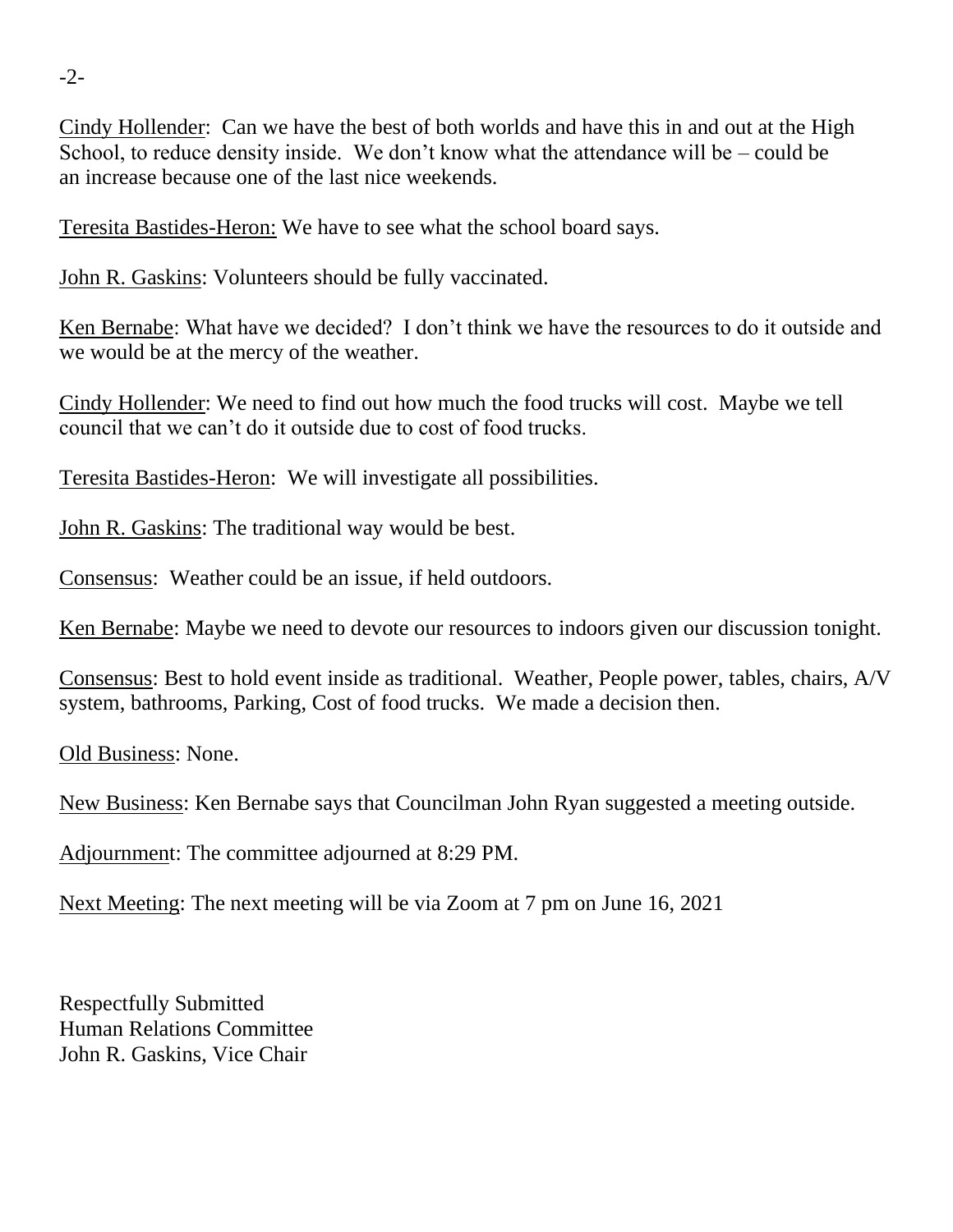Cindy Hollender: Can we have the best of both worlds and have this in and out at the High School, to reduce density inside. We don't know what the attendance will be – could be an increase because one of the last nice weekends.

Teresita Bastides-Heron: We have to see what the school board says.

John R. Gaskins: Volunteers should be fully vaccinated.

Ken Bernabe: What have we decided? I don't think we have the resources to do it outside and we would be at the mercy of the weather.

Cindy Hollender: We need to find out how much the food trucks will cost. Maybe we tell council that we can't do it outside due to cost of food trucks.

Teresita Bastides-Heron: We will investigate all possibilities.

John R. Gaskins: The traditional way would be best.

Consensus: Weather could be an issue, if held outdoors.

Ken Bernabe: Maybe we need to devote our resources to indoors given our discussion tonight.

Consensus: Best to hold event inside as traditional. Weather, People power, tables, chairs, A/V system, bathrooms, Parking, Cost of food trucks. We made a decision then.

Old Business: None.

New Business: Ken Bernabe says that Councilman John Ryan suggested a meeting outside.

Adjournment: The committee adjourned at 8:29 PM.

Next Meeting: The next meeting will be via Zoom at 7 pm on June 16, 2021

Respectfully Submitted
Human Relations Committee
John R. Gaskins, Vice Chair